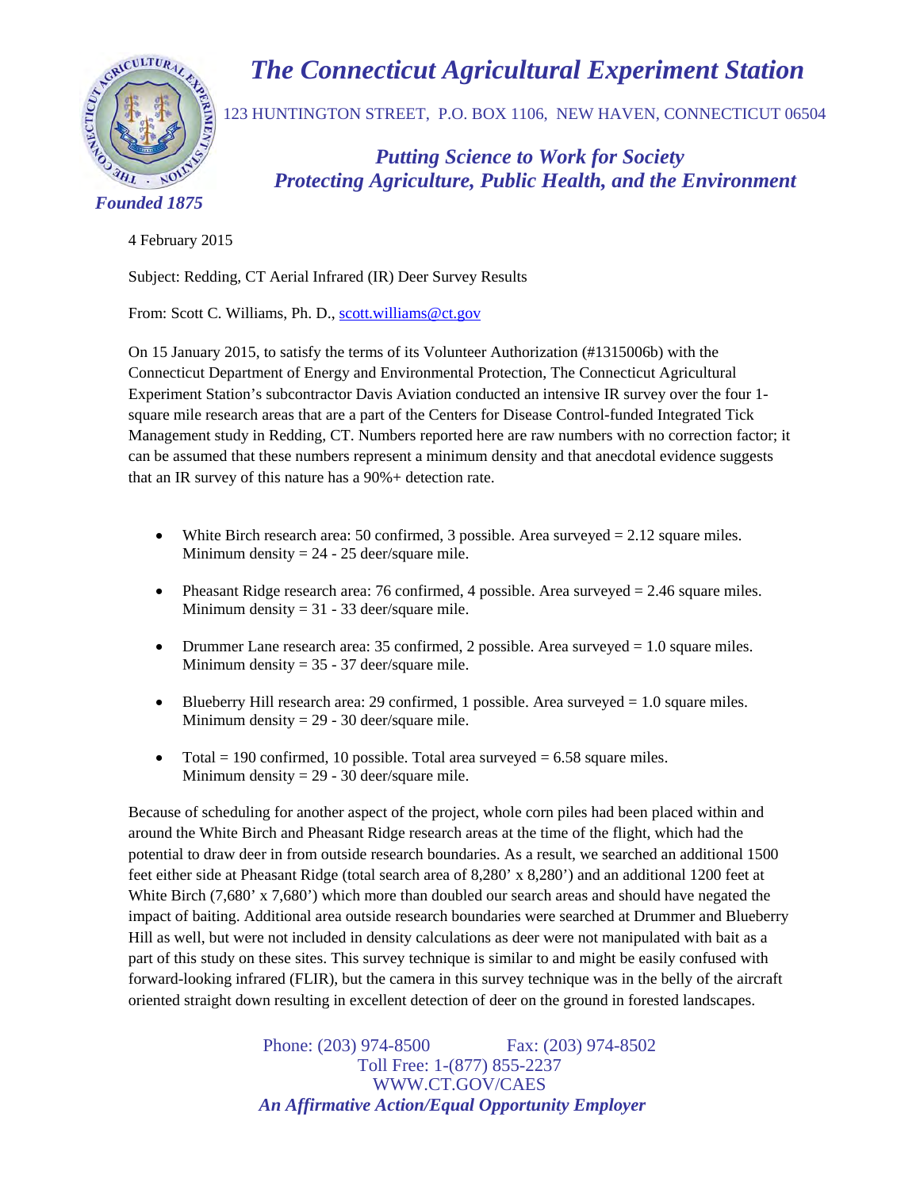# *The Connecticut Agricultural Experiment Station*

123 HUNTINGTON STREET, P.O. BOX 1106, NEW HAVEN, CONNECTICUT 06504

***Putting Science to Work for Society***
***Protecting Agriculture, Public Health, and the Environment***

***Founded 1875***

4 February 2015

Subject: Redding, CT Aerial Infrared (IR) Deer Survey Results

From: Scott C. Williams, Ph. D., scott.williams@ct.gov

On 15 January 2015, to satisfy the terms of its Volunteer Authorization (#1315006b) with the Connecticut Department of Energy and Environmental Protection, The Connecticut Agricultural Experiment Station's subcontractor Davis Aviation conducted an intensive IR survey over the four 1-square mile research areas that are a part of the Centers for Disease Control-funded Integrated Tick Management study in Redding, CT. Numbers reported here are raw numbers with no correction factor; it can be assumed that these numbers represent a minimum density and that anecdotal evidence suggests that an IR survey of this nature has a 90%+ detection rate.

- White Birch research area: 50 confirmed, 3 possible. Area surveyed = 2.12 square miles. Minimum density = 24 - 25 deer/square mile.
- Pheasant Ridge research area: 76 confirmed, 4 possible. Area surveyed = 2.46 square miles. Minimum density = 31 - 33 deer/square mile.
- Drummer Lane research area: 35 confirmed, 2 possible. Area surveyed = 1.0 square miles. Minimum density = 35 - 37 deer/square mile.
- Blueberry Hill research area: 29 confirmed, 1 possible. Area surveyed = 1.0 square miles. Minimum density = 29 - 30 deer/square mile.
- Total = 190 confirmed, 10 possible. Total area surveyed = 6.58 square miles. Minimum density = 29 - 30 deer/square mile.

Because of scheduling for another aspect of the project, whole corn piles had been placed within and around the White Birch and Pheasant Ridge research areas at the time of the flight, which had the potential to draw deer in from outside research boundaries. As a result, we searched an additional 1500 feet either side at Pheasant Ridge (total search area of 8,280' x 8,280') and an additional 1200 feet at White Birch (7,680' x 7,680') which more than doubled our search areas and should have negated the impact of baiting. Additional area outside research boundaries were searched at Drummer and Blueberry Hill as well, but were not included in density calculations as deer were not manipulated with bait as a part of this study on these sites. This survey technique is similar to and might be easily confused with forward-looking infrared (FLIR), but the camera in this survey technique was in the belly of the aircraft oriented straight down resulting in excellent detection of deer on the ground in forested landscapes.

Phone: (203) 974-8500 Fax: (203) 974-8502
Toll Free: 1-(877) 855-2237
WWW.CT.GOV/CAES
*An Affirmative Action/Equal Opportunity Employer*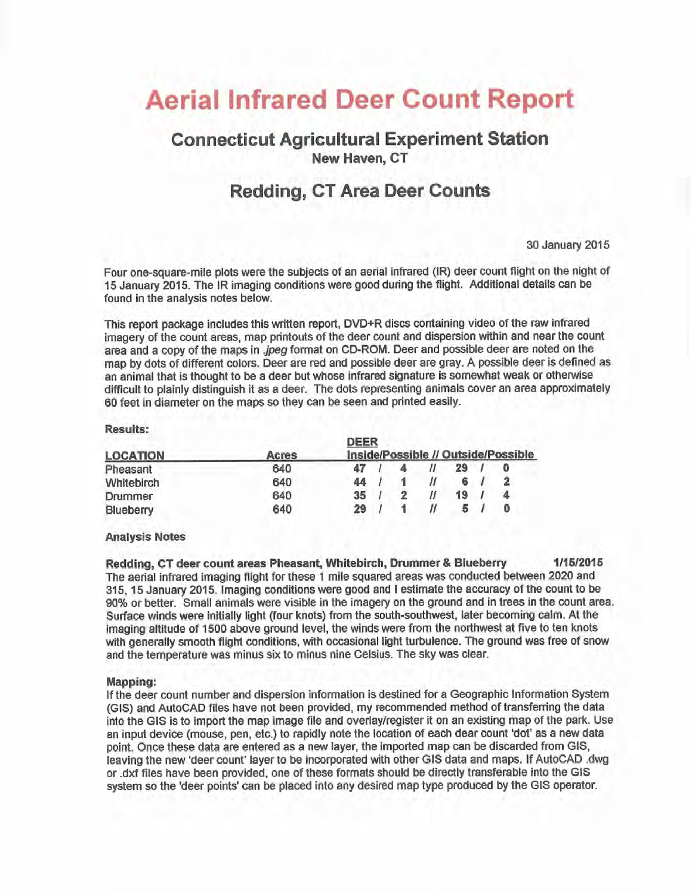# Aerial Infrared Deer Count Report

## Connecticut Agricultural Experiment Station

**New Haven, CT**

## Redding, CT Area Deer Counts

30 January 2015

Four one-square-mile plots were the subjects of an aerial infrared (IR) deer count flight on the night of 15 January 2015. The IR imaging conditions were good during the flight. Additional details can be found in the analysis notes below.

This report package includes this written report, DVD+R discs containing video of the raw infrared imagery of the count areas, map printouts of the deer count and dispersion within and near the count area and a copy of the maps in *.jpeg* format on CD-ROM. Deer and possible deer are noted on the map by dots of different colors. Deer are red and possible deer are gray. A possible deer is defined as an animal that is thought to be a deer but whose infrared signature is somewhat weak or otherwise difficult to plainly distinguish it as a deer. The dots representing animals cover an area approximately 60 feet in diameter on the maps so they can be seen and printed easily.

**Results:**

| LOCATION | Acres | DEER Inside/Possible // Outside/Possible |
|---|---|---|
| Pheasant | 640 | 47 / 4 // 29 / 0 |
| Whitebirch | 640 | 44 / 1 // 6 / 2 |
| Drummer | 640 | 35 / 2 // 19 / 4 |
| Blueberry | 640 | 29 / 1 // 5 / 0 |

**Analysis Notes**

**Redding, CT deer count areas Pheasant, Whitebirch, Drummer & Blueberry 1/15/2015**

The aerial infrared imaging flight for these 1 mile squared areas was conducted between 2020 and 315, 15 January 2015. Imaging conditions were good and I estimate the accuracy of the count to be 90% or better. Small animals were visible in the imagery on the ground and in trees in the count area. Surface winds were initially light (four knots) from the south-southwest, later becoming calm. At the imaging altitude of 1500 above ground level, the winds were from the northwest at five to ten knots with generally smooth flight conditions, with occasional light turbulence. The ground was free of snow and the temperature was minus six to minus nine Celsius. The sky was clear.

**Mapping:**

If the deer count number and dispersion information is destined for a Geographic Information System (GIS) and AutoCAD files have not been provided, my recommended method of transferring the data into the GIS is to import the map image file and overlay/register it on an existing map of the park. Use an input device (mouse, pen, etc.) to rapidly note the location of each dear count 'dot' as a new data point. Once these data are entered as a new layer, the imported map can be discarded from GIS, leaving the new 'deer count' layer to be incorporated with other GIS data and maps. If AutoCAD .dwg or .dxf files have been provided, one of these formats should be directly transferable into the GIS system so the 'deer points' can be placed into any desired map type produced by the GIS operator.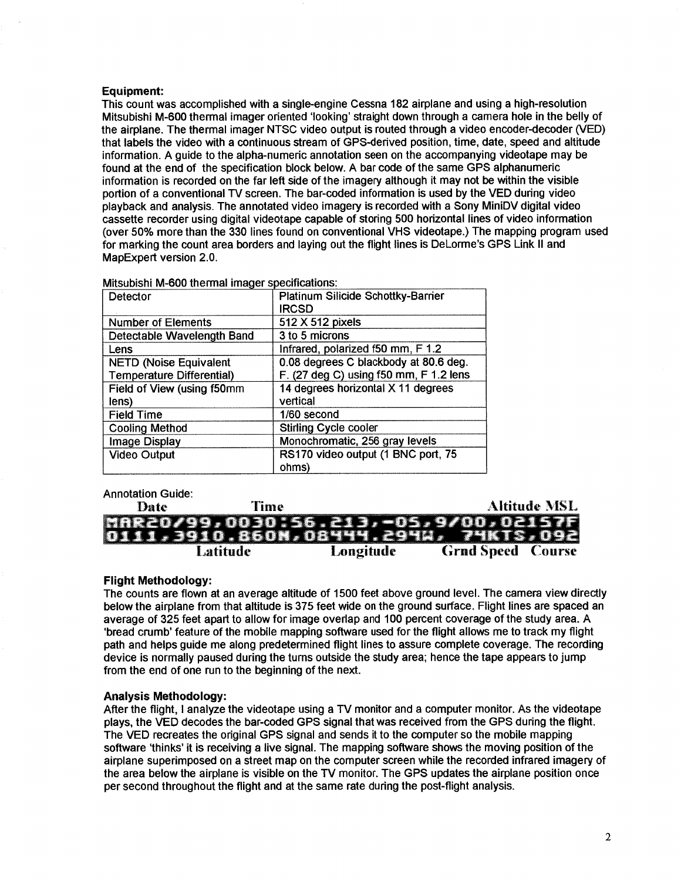**Equipment:**

This count was accomplished with a single-engine Cessna 182 airplane and using a high-resolution Mitsubishi M-600 thermal imager oriented 'looking' straight down through a camera hole in the belly of the airplane. The thermal imager NTSC video output is routed through a video encoder-decoder (VED) that labels the video with a continuous stream of GPS-derived position, time, date, speed and altitude information. A guide to the alpha-numeric annotation seen on the accompanying videotape may be found at the end of the specification block below. A bar code of the same GPS alphanumeric information is recorded on the far left side of the imagery although it may not be within the visible portion of a conventional TV screen. The bar-coded information is used by the VED during video playback and analysis. The annotated video imagery is recorded with a Sony MiniDV digital video cassette recorder using digital videotape capable of storing 500 horizontal lines of video information (over 50% more than the 330 lines found on conventional VHS videotape.) The mapping program used for marking the count area borders and laying out the flight lines is DeLorme's GPS Link II and MapExpert version 2.0.

Mitsubishi M-600 thermal imager specifications:

| | |
|---|---|
| Detector | Platinum Silicide Schottky-Barrier IRCSD |
| Number of Elements | 512 X 512 pixels |
| Detectable Wavelength Band | 3 to 5 microns |
| Lens | Infrared, polarized f50 mm, F 1.2 |
| NETD (Noise Equivalent Temperature Differential) | 0.08 degrees C blackbody at 80.6 deg. F. (27 deg C) using f50 mm, F 1.2 lens |
| Field of View (using f50mm lens) | 14 degrees horizontal X 11 degrees vertical |
| Field Time | 1/60 second |
| Cooling Method | Stirling Cycle cooler |
| Image Display | Monochromatic, 256 gray levels |
| Video Output | RS170 video output (1 BNC port, 75 ohms) |

Annotation Guide:

Date Time Altitude MSL

```
MAR20/99,0030:56.213,-05,9/00,02157F
0111,3910.860N,08444.294W, 74KTS,092
```

Latitude Longitude Grnd Speed Course

**Flight Methodology:**

The counts are flown at an average altitude of 1500 feet above ground level. The camera view directly below the airplane from that altitude is 375 feet wide on the ground surface. Flight lines are spaced an average of 325 feet apart to allow for image overlap and 100 percent coverage of the study area. A 'bread crumb' feature of the mobile mapping software used for the flight allows me to track my flight path and helps guide me along predetermined flight lines to assure complete coverage. The recording device is normally paused during the turns outside the study area; hence the tape appears to jump from the end of one run to the beginning of the next.

**Analysis Methodology:**

After the flight, I analyze the videotape using a TV monitor and a computer monitor. As the videotape plays, the VED decodes the bar-coded GPS signal that was received from the GPS during the flight. The VED recreates the original GPS signal and sends it to the computer so the mobile mapping software 'thinks' it is receiving a live signal. The mapping software shows the moving position of the airplane superimposed on a street map on the computer screen while the recorded infrared imagery of the area below the airplane is visible on the TV monitor. The GPS updates the airplane position once per second throughout the flight and at the same rate during the post-flight analysis.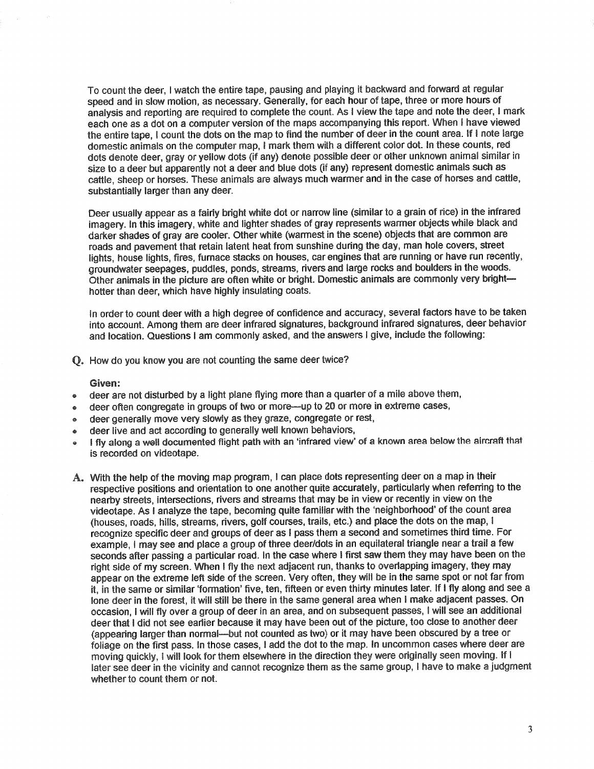To count the deer, I watch the entire tape, pausing and playing it backward and forward at regular speed and in slow motion, as necessary. Generally, for each hour of tape, three or more hours of analysis and reporting are required to complete the count. As I view the tape and note the deer, I mark each one as a dot on a computer version of the maps accompanying this report. When I have viewed the entire tape, I count the dots on the map to find the number of deer in the count area. If I note large domestic animals on the computer map, I mark them with a different color dot. In these counts, red dots denote deer, gray or yellow dots (if any) denote possible deer or other unknown animal similar in size to a deer but apparently not a deer and blue dots (if any) represent domestic animals such as cattle, sheep or horses. These animals are always much warmer and in the case of horses and cattle, substantially larger than any deer.

Deer usually appear as a fairly bright white dot or narrow line (similar to a grain of rice) in the infrared imagery. In this imagery, white and lighter shades of gray represents warmer objects while black and darker shades of gray are cooler. Other white (warmest in the scene) objects that are common are roads and pavement that retain latent heat from sunshine during the day, man hole covers, street lights, house lights, fires, furnace stacks on houses, car engines that are running or have run recently, groundwater seepages, puddles, ponds, streams, rivers and large rocks and boulders in the woods. Other animals in the picture are often white or bright. Domestic animals are commonly very bright—hotter than deer, which have highly insulating coats.

In order to count deer with a high degree of confidence and accuracy, several factors have to be taken into account. Among them are deer infrared signatures, background infrared signatures, deer behavior and location. Questions I am commonly asked, and the answers I give, include the following:

**Q.** How do you know you are not counting the same deer twice?

**Given:**

- deer are not disturbed by a light plane flying more than a quarter of a mile above them,
- deer often congregate in groups of two or more—up to 20 or more in extreme cases,
- deer generally move very slowly as they graze, congregate or rest,
- deer live and act according to generally well known behaviors,
- I fly along a well documented flight path with an 'infrared view' of a known area below the aircraft that is recorded on videotape.

**A.** With the help of the moving map program, I can place dots representing deer on a map in their respective positions and orientation to one another quite accurately, particularly when referring to the nearby streets, intersections, rivers and streams that may be in view or recently in view on the videotape. As I analyze the tape, becoming quite familiar with the 'neighborhood' of the count area (houses, roads, hills, streams, rivers, golf courses, trails, etc.) and place the dots on the map, I recognize specific deer and groups of deer as I pass them a second and sometimes third time. For example, I may see and place a group of three deer/dots in an equilateral triangle near a trail a few seconds after passing a particular road. In the case where I first saw them they may have been on the right side of my screen. When I fly the next adjacent run, thanks to overlapping imagery, they may appear on the extreme left side of the screen. Very often, they will be in the same spot or not far from it, in the same or similar 'formation' five, ten, fifteen or even thirty minutes later. If I fly along and see a lone deer in the forest, it will still be there in the same general area when I make adjacent passes. On occasion, I will fly over a group of deer in an area, and on subsequent passes, I will see an additional deer that I did not see earlier because it may have been out of the picture, too close to another deer (appearing larger than normal—but not counted as two) or it may have been obscured by a tree or foliage on the first pass. In those cases, I add the dot to the map. In uncommon cases where deer are moving quickly, I will look for them elsewhere in the direction they were originally seen moving. If I later see deer in the vicinity and cannot recognize them as the same group, I have to make a judgment whether to count them or not.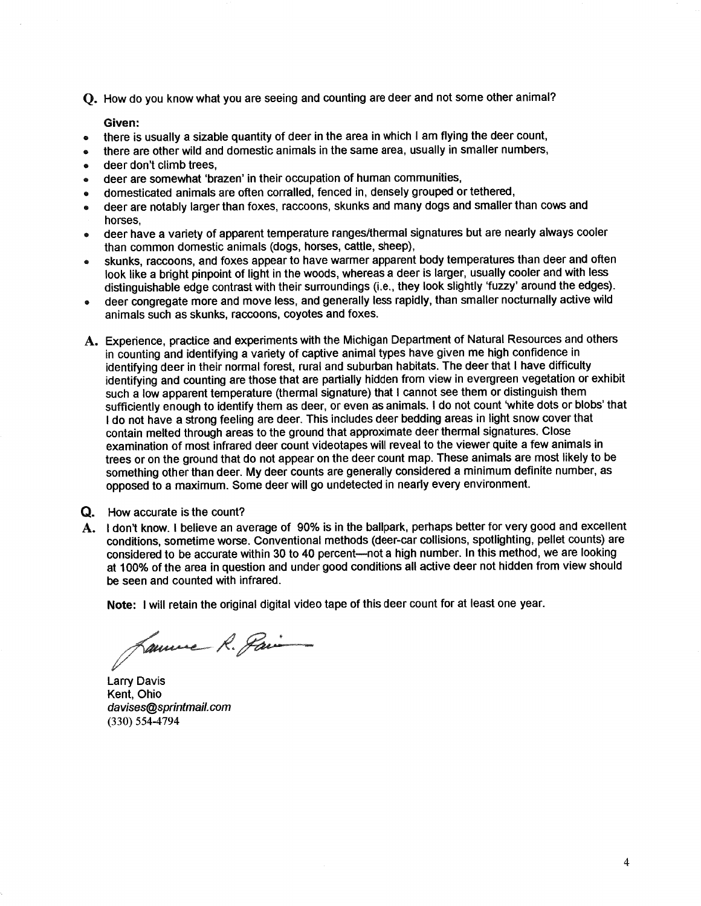**Q.** How do you know what you are seeing and counting are deer and not some other animal?

**Given:**

- there is usually a sizable quantity of deer in the area in which I am flying the deer count,
- there are other wild and domestic animals in the same area, usually in smaller numbers,
- deer don't climb trees,
- deer are somewhat 'brazen' in their occupation of human communities,
- domesticated animals are often corralled, fenced in, densely grouped or tethered,
- deer are notably larger than foxes, raccoons, skunks and many dogs and smaller than cows and horses,
- deer have a variety of apparent temperature ranges/thermal signatures but are nearly always cooler than common domestic animals (dogs, horses, cattle, sheep),
- skunks, raccoons, and foxes appear to have warmer apparent body temperatures than deer and often look like a bright pinpoint of light in the woods, whereas a deer is larger, usually cooler and with less distinguishable edge contrast with their surroundings (i.e., they look slightly 'fuzzy' around the edges).
- deer congregate more and move less, and generally less rapidly, than smaller nocturnally active wild animals such as skunks, raccoons, coyotes and foxes.

**A.** Experience, practice and experiments with the Michigan Department of Natural Resources and others in counting and identifying a variety of captive animal types have given me high confidence in identifying deer in their normal forest, rural and suburban habitats. The deer that I have difficulty identifying and counting are those that are partially hidden from view in evergreen vegetation or exhibit such a low apparent temperature (thermal signature) that I cannot see them or distinguish them sufficiently enough to identify them as deer, or even as animals. I do not count 'white dots or blobs' that I do not have a strong feeling are deer. This includes deer bedding areas in light snow cover that contain melted through areas to the ground that approximate deer thermal signatures. Close examination of most infrared deer count videotapes will reveal to the viewer quite a few animals in trees or on the ground that do not appear on the deer count map. These animals are most likely to be something other than deer. My deer counts are generally considered a minimum definite number, as opposed to a maximum. Some deer will go undetected in nearly every environment.

**Q.** How accurate is the count?

**A.** I don't know. I believe an average of 90% is in the ballpark, perhaps better for very good and excellent conditions, sometime worse. Conventional methods (deer-car collisions, spotlighting, pellet counts) are considered to be accurate within 30 to 40 percent—not a high number. In this method, we are looking at 100% of the area in question and under good conditions all active deer not hidden from view should be seen and counted with infrared.

**Note:** I will retain the original digital video tape of this deer count for at least one year.

Larry Davis
Kent, Ohio
*davises@sprintmail.com*
(330) 554-4794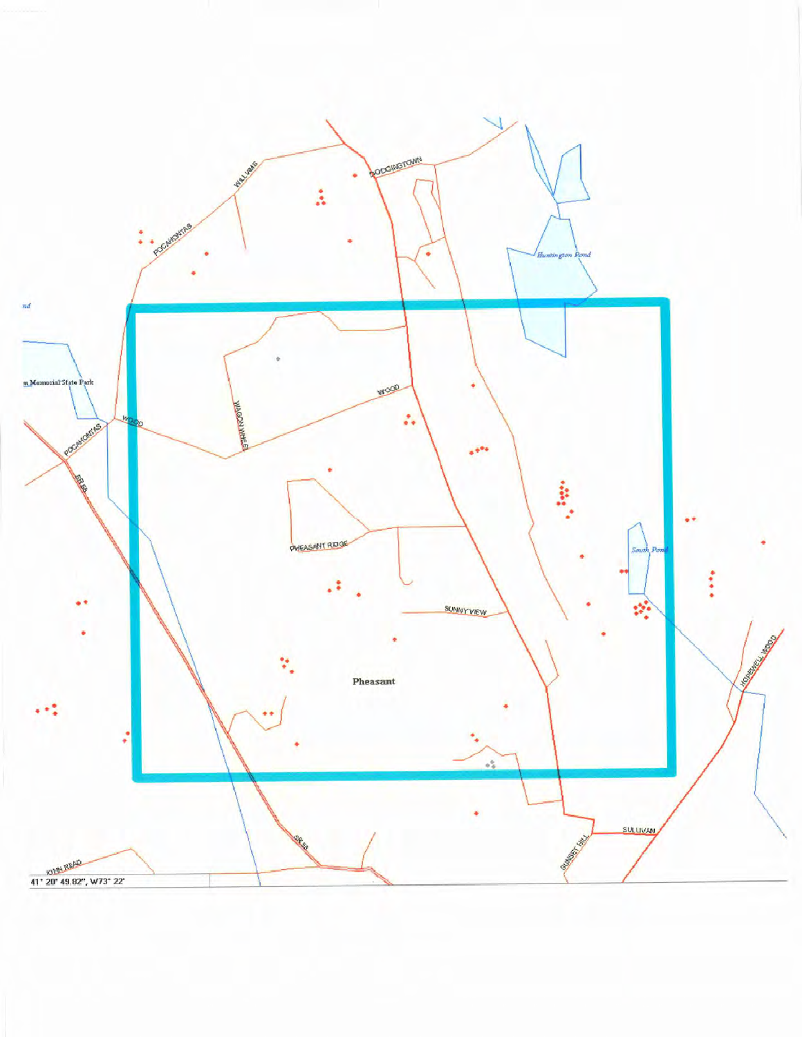WILLIAMS

POCAHONTAS

DODGINGTOWN

*Huntington Pond*

...n Memorial State Park

WOOD

POCAHONTAS

WAGON WHEEL

WOOD

SR 58

PHEASANT RIDGE

*South Pond*

SUNNY VIEW

HOPEWELL WOOD

Pheasant

SR 58

SULLIVAN

SUNSET HILL

JOHN READ

41° 20' 49.82", W73° 22'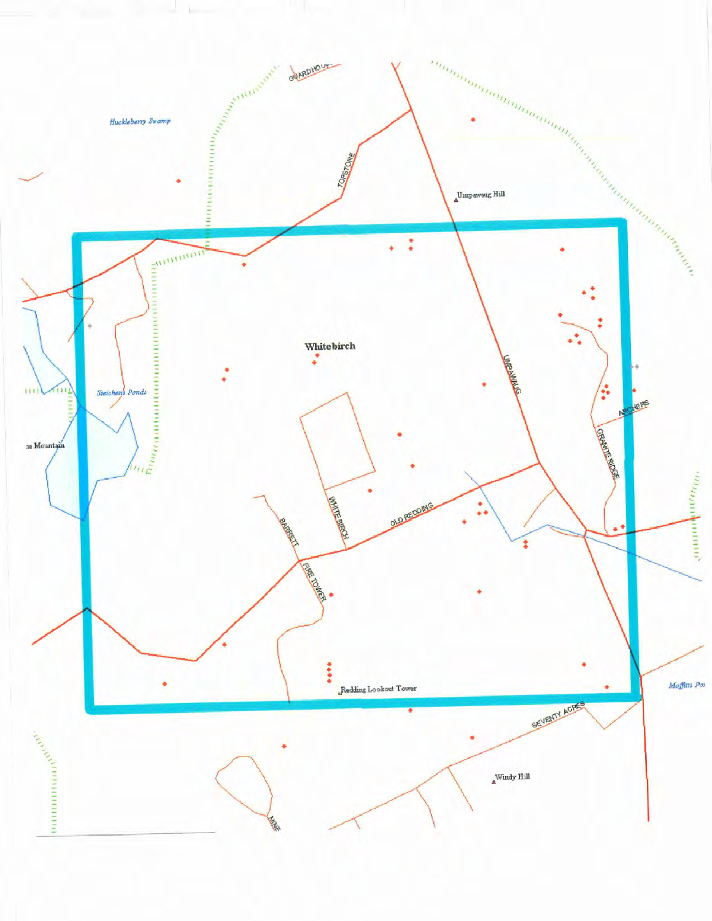Huckleberry Swamp

GUARDHOUSE

TOPSTONE

Umpawaug Hill

Whitebirch

Saxichens Ponds

Mountain

UMPAWAUG

ARCHERS

GRANITE RIDGE

WHITE BIRCH

OLD REDDING

BARRETT

FIRE TOWER

Redding Lookout Tower

Moffitts Pond

SEVENTY ACRES

Windy Hill

MINE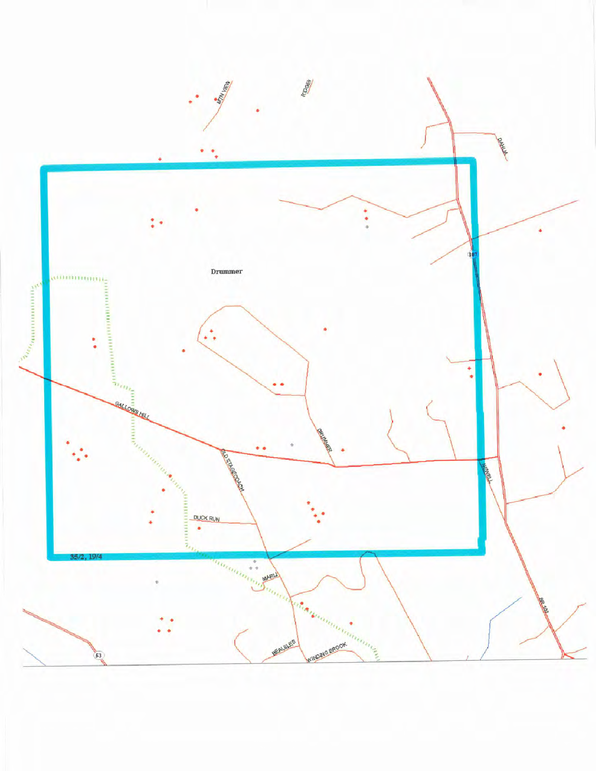MTN VIEW

RIDGE

DAHLIA

Drummer

107

GALLOWS HILL

DRUMMER

OLD STAGECOACH

NEWELL

DUCK RUN

35/2, 19/4

MARU

SR 107

BEAULIEU

WINDING BROOK

53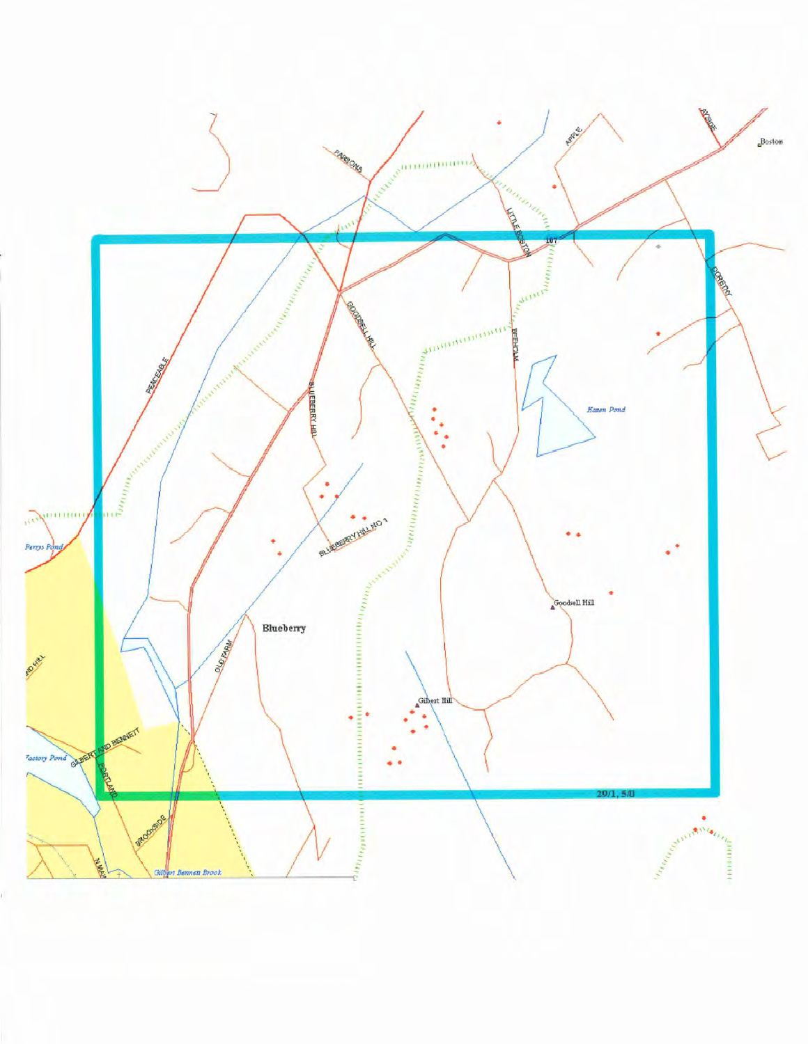PARSONS

APPLE

AYSIDE

Boston

LITTLE BOSTON

107

DORSETY

PEACEABLE

GOODSELL HILL

BEEHOLM

Kazen Pond

BLUEBERRY HILL

BLUEBERRY HILL NO 1

Perrys Pond

Goodsell Hill

Blueberry

OLD FARM

D HILL

Gilbert Hill

GILBERT AND BENNETT

Factory Pond

PORTLAND

29/1, 5/8

BROOKSIDE

N MAIN

Gilbert Bennett Brook